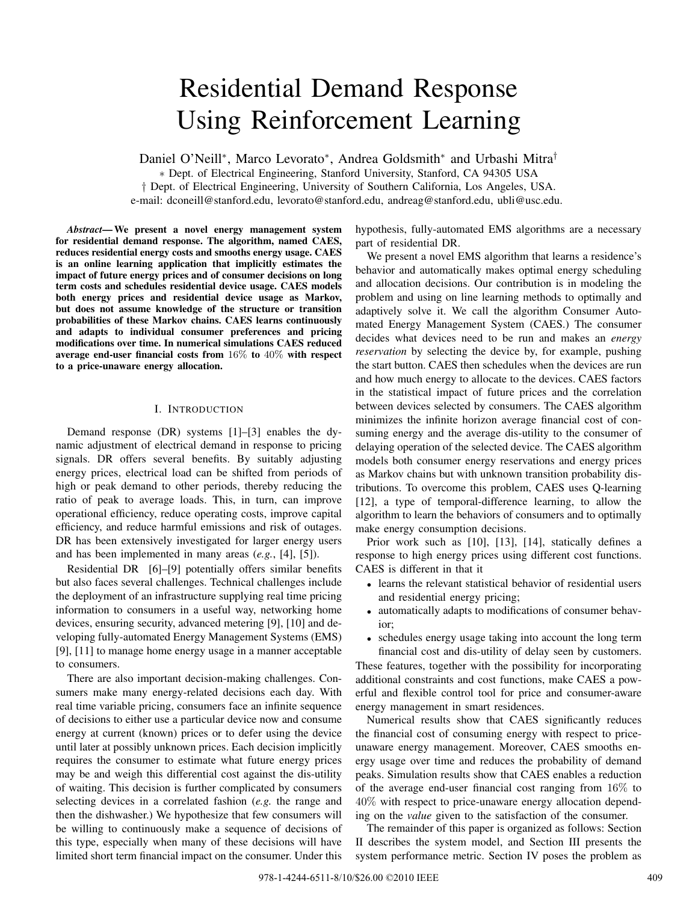# Residential Demand Response Using Reinforcement Learning

Daniel O'Neill[∗], Marco Levorato[∗], Andrea Goldsmith[∗] and Urbashi Mitra[†]

∗ Dept. of Electrical Engineering, Stanford University, Stanford, CA 94305 USA

† Dept. of Electrical Engineering, University of Southern California, Los Angeles, USA.

e-mail: dconeill@stanford.edu, levorato@stanford.edu, andreag@stanford.edu, ubli@usc.edu.

***Abstract*— We present a novel energy management system for residential demand response. The algorithm, named CAES, reduces residential energy costs and smooths energy usage. CAES is an online learning application that implicitly estimates the impact of future energy prices and of consumer decisions on long term costs and schedules residential device usage. CAES models both energy prices and residential device usage as Markov, but does not assume knowledge of the structure or transition probabilities of these Markov chains. CAES learns continuously and adapts to individual consumer preferences and pricing modifications over time. In numerical simulations CAES reduced average end-user financial costs from $16\%$ to $40\%$ with respect to a price-unaware energy allocation.**

## I. Introduction

Demand response (DR) systems [1]–[3] enables the dynamic adjustment of electrical demand in response to pricing signals. DR offers several benefits. By suitably adjusting energy prices, electrical load can be shifted from periods of high or peak demand to other periods, thereby reducing the ratio of peak to average loads. This, in turn, can improve operational efficiency, reduce operating costs, improve capital efficiency, and reduce harmful emissions and risk of outages. DR has been extensively investigated for larger energy users and has been implemented in many areas (*e.g.*, [4], [5]).

Residential DR [6]–[9] potentially offers similar benefits but also faces several challenges. Technical challenges include the deployment of an infrastructure supplying real time pricing information to consumers in a useful way, networking home devices, ensuring security, advanced metering [9], [10] and developing fully-automated Energy Management Systems (EMS) [9], [11] to manage home energy usage in a manner acceptable to consumers.

There are also important decision-making challenges. Consumers make many energy-related decisions each day. With real time variable pricing, consumers face an infinite sequence of decisions to either use a particular device now and consume energy at current (known) prices or to defer using the device until later at possibly unknown prices. Each decision implicitly requires the consumer to estimate what future energy prices may be and weigh this differential cost against the dis-utility of waiting. This decision is further complicated by consumers selecting devices in a correlated fashion (*e.g.* the range and then the dishwasher.) We hypothesize that few consumers will be willing to continuously make a sequence of decisions of this type, especially when many of these decisions will have limited short term financial impact on the consumer. Under this hypothesis, fully-automated EMS algorithms are a necessary part of residential DR.

We present a novel EMS algorithm that learns a residence's behavior and automatically makes optimal energy scheduling and allocation decisions. Our contribution is in modeling the problem and using on line learning methods to optimally and adaptively solve it. We call the algorithm Consumer Automated Energy Management System (CAES.) The consumer decides what devices need to be run and makes an *energy reservation* by selecting the device by, for example, pushing the start button. CAES then schedules when the devices are run and how much energy to allocate to the devices. CAES factors in the statistical impact of future prices and the correlation between devices selected by consumers. The CAES algorithm minimizes the infinite horizon average financial cost of consuming energy and the average dis-utility to the consumer of delaying operation of the selected device. The CAES algorithm models both consumer energy reservations and energy prices as Markov chains but with unknown transition probability distributions. To overcome this problem, CAES uses Q-learning [12], a type of temporal-difference learning, to allow the algorithm to learn the behaviors of consumers and to optimally make energy consumption decisions.

Prior work such as [10], [13], [14], statically defines a response to high energy prices using different cost functions. CAES is different in that it

- learns the relevant statistical behavior of residential users and residential energy pricing;
- automatically adapts to modifications of consumer behavior;
- schedules energy usage taking into account the long term financial cost and dis-utility of delay seen by customers.

These features, together with the possibility for incorporating additional constraints and cost functions, make CAES a powerful and flexible control tool for price and consumer-aware energy management in smart residences.

Numerical results show that CAES significantly reduces the financial cost of consuming energy with respect to price-unaware energy management. Moreover, CAES smooths energy usage over time and reduces the probability of demand peaks. Simulation results show that CAES enables a reduction of the average end-user financial cost ranging from $16\%$ to $40\%$ with respect to price-unaware energy allocation depending on the *value* given to the satisfaction of the consumer.

The remainder of this paper is organized as follows: Section II describes the system model, and Section III presents the system performance metric. Section IV poses the problem as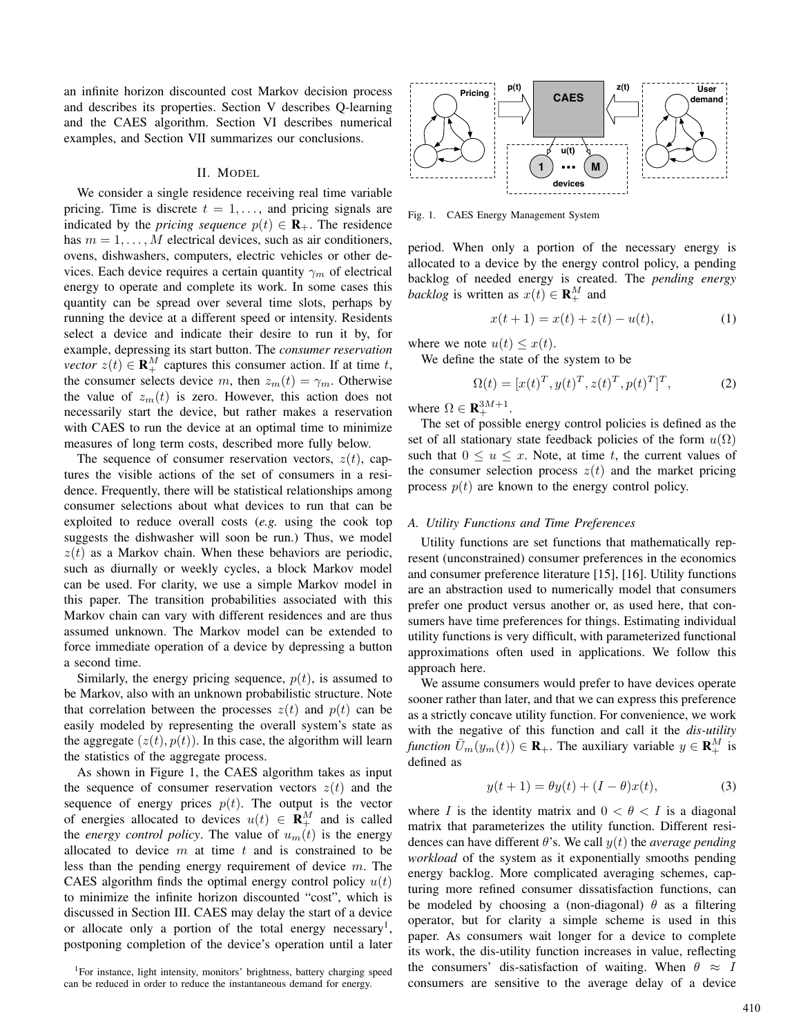an infinite horizon discounted cost Markov decision process and describes its properties. Section V describes Q-learning and the CAES algorithm. Section VI describes numerical examples, and Section VII summarizes our conclusions.

## II. Model

We consider a single residence receiving real time variable pricing. Time is discrete $t = 1, \ldots,$ and pricing signals are indicated by the *pricing sequence* $p(t) \in \mathbf{R}_+$. The residence has $m = 1, \ldots, M$ electrical devices, such as air conditioners, ovens, dishwashers, computers, electric vehicles or other devices. Each device requires a certain quantity $\gamma_m$ of electrical energy to operate and complete its work. In some cases this quantity can be spread over several time slots, perhaps by running the device at a different speed or intensity. Residents select a device and indicate their desire to run it by, for example, depressing its start button. The *consumer reservation vector* $z(t) \in \mathbf{R}_+^M$ captures this consumer action. If at time $t$, the consumer selects device $m$, then $z_m(t) = \gamma_m$. Otherwise the value of $z_m(t)$ is zero. However, this action does not necessarily start the device, but rather makes a reservation with CAES to run the device at an optimal time to minimize measures of long term costs, described more fully below.

The sequence of consumer reservation vectors, $z(t)$, captures the visible actions of the set of consumers in a residence. Frequently, there will be statistical relationships among consumer selections about what devices to run that can be exploited to reduce overall costs (*e.g.* using the cook top suggests the dishwasher will soon be run.) Thus, we model $z(t)$ as a Markov chain. When these behaviors are periodic, such as diurnally or weekly cycles, a block Markov model can be used. For clarity, we use a simple Markov model in this paper. The transition probabilities associated with this Markov chain can vary with different residences and are thus assumed unknown. The Markov model can be extended to force immediate operation of a device by depressing a button a second time.

Similarly, the energy pricing sequence, $p(t)$, is assumed to be Markov, also with an unknown probabilistic structure. Note that correlation between the processes $z(t)$ and $p(t)$ can be easily modeled by representing the overall system's state as the aggregate $(z(t), p(t))$. In this case, the algorithm will learn the statistics of the aggregate process.

As shown in Figure 1, the CAES algorithm takes as input the sequence of consumer reservation vectors $z(t)$ and the sequence of energy prices $p(t)$. The output is the vector of energies allocated to devices $u(t) \in \mathbf{R}_+^M$ and is called the *energy control policy*. The value of $u_m(t)$ is the energy allocated to device $m$ at time $t$ and is constrained to be less than the pending energy requirement of device $m$. The CAES algorithm finds the optimal energy control policy $u(t)$ to minimize the infinite horizon discounted "cost", which is discussed in Section III. CAES may delay the start of a device or allocate only a portion of the total energy necessary[1], postponing completion of the device's operation until a later period. When only a portion of the necessary energy is allocated to a device by the energy control policy, a pending backlog of needed energy is created. The *pending energy backlog* is written as $x(t) \in \mathbf{R}_+^M$ and

$$x(t+1) = x(t) + z(t) - u(t), \tag{1}$$

where we note $u(t) \leq x(t)$.

We define the state of the system to be

$$\Omega(t) = [x(t)^T, y(t)^T, z(t)^T, p(t)^T]^T, \tag{2}$$

where $\Omega \in \mathbf{R}_+^{3M+1}$.

The set of possible energy control policies is defined as the set of all stationary state feedback policies of the form $u(\Omega)$ such that $0 \leq u \leq x$. Note, at time $t$, the current values of the consumer selection process $z(t)$ and the market pricing process $p(t)$ are known to the energy control policy.

[1]For instance, light intensity, monitors' brightness, battery charging speed can be reduced in order to reduce the instantaneous demand for energy.

p(t)
Pricing
CAES
z(t)
User demand
u(t)
1 ... M
devices

Fig. 1. CAES Energy Management System

### A. Utility Functions and Time Preferences

Utility functions are set functions that mathematically represent (unconstrained) consumer preferences in the economics and consumer preference literature [15], [16]. Utility functions are an abstraction used to numerically model that consumers prefer one product versus another or, as used here, that consumers have time preferences for things. Estimating individual utility functions is very difficult, with parameterized functional approximations often used in applications. We follow this approach here.

We assume consumers would prefer to have devices operate sooner rather than later, and that we can express this preference as a strictly concave utility function. For convenience, we work with the negative of this function and call it the *dis-utility function* $\bar{U}_m(y_m(t)) \in \mathbf{R}_+$. The auxiliary variable $y \in \mathbf{R}_+^M$ is defined as

$$y(t+1) = \theta y(t) + (I - \theta) x(t), \tag{3}$$

where $I$ is the identity matrix and $0 < \theta < I$ is a diagonal matrix that parameterizes the utility function. Different residences can have different $\theta$'s. We call $y(t)$ the *average pending workload* of the system as it exponentially smooths pending energy backlog. More complicated averaging schemes, capturing more refined consumer dissatisfaction functions, can be modeled by choosing a (non-diagonal) $\theta$ as a filtering operator, but for clarity a simple scheme is used in this paper. As consumers wait longer for a device to complete its work, the dis-utility function increases in value, reflecting the consumers' dis-satisfaction of waiting. When $\theta \approx I$ consumers are sensitive to the average delay of a device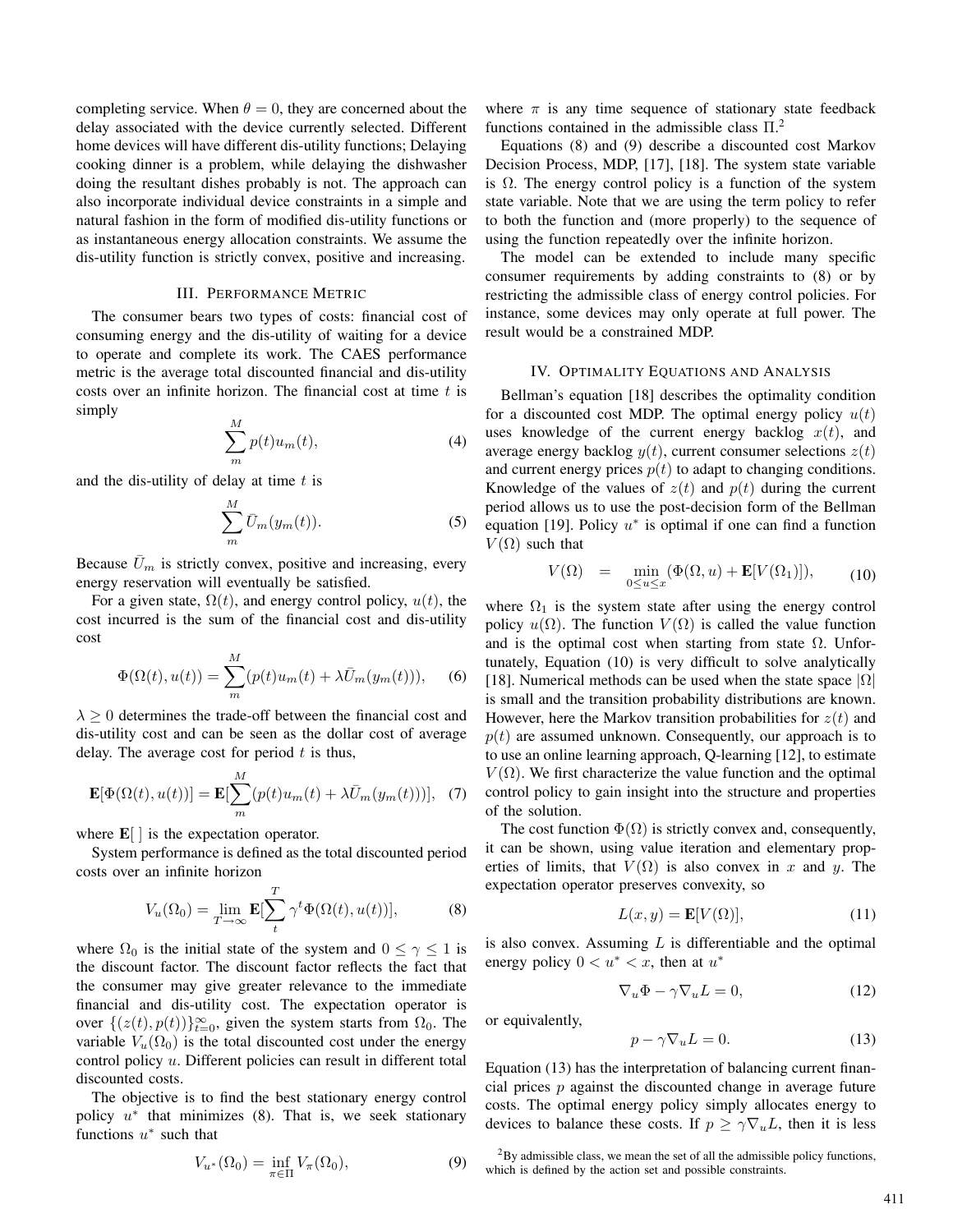completing service. When $\theta = 0$, they are concerned about the delay associated with the device currently selected. Different home devices will have different dis-utility functions; Delaying cooking dinner is a problem, while delaying the dishwasher doing the resultant dishes probably is not. The approach can also incorporate individual device constraints in a simple and natural fashion in the form of modified dis-utility functions or as instantaneous energy allocation constraints. We assume the dis-utility function is strictly convex, positive and increasing.

## III. Performance Metric

The consumer bears two types of costs: financial cost of consuming energy and the dis-utility of waiting for a device to operate and complete its work. The CAES performance metric is the average total discounted financial and dis-utility costs over an infinite horizon. The financial cost at time $t$ is simply

$$\sum_{m}^{M} p(t)u_m(t), \tag{4}$$

and the dis-utility of delay at time $t$ is

$$\sum_{m}^{M} \bar{U}_m(y_m(t)). \tag{5}$$

Because $\bar{U}_m$ is strictly convex, positive and increasing, every energy reservation will eventually be satisfied.

For a given state, $\Omega(t)$, and energy control policy, $u(t)$, the cost incurred is the sum of the financial cost and dis-utility cost

$$\Phi(\Omega(t), u(t)) = \sum_{m}^{M} (p(t)u_m(t) + \lambda \bar{U}_m(y_m(t))), \tag{6}$$

$\lambda \geq 0$ determines the trade-off between the financial cost and dis-utility cost and can be seen as the dollar cost of average delay. The average cost for period $t$ is thus,

$$\mathbf{E}[\Phi(\Omega(t), u(t))] = \mathbf{E}[\sum_{m}^{M} (p(t)u_m(t) + \lambda \bar{U}_m(y_m(t)))], \tag{7}$$

where $\mathbf{E}[\,]$ is the expectation operator.

System performance is defined as the total discounted period costs over an infinite horizon

$$V_u(\Omega_0) = \lim_{T \to \infty} \mathbf{E}[\sum_{t}^{T} \gamma^t \Phi(\Omega(t), u(t))], \tag{8}$$

where $\Omega_0$ is the initial state of the system and $0 \leq \gamma \leq 1$ is the discount factor. The discount factor reflects the fact that the consumer may give greater relevance to the immediate financial and dis-utility cost. The expectation operator is over $\{(z(t), p(t))\}_{t=0}^{\infty}$, given the system starts from $\Omega_0$. The variable $V_u(\Omega_0)$ is the total discounted cost under the energy control policy $u$. Different policies can result in different total discounted costs.

The objective is to find the best stationary energy control policy $u^*$ that minimizes (8). That is, we seek stationary functions $u^*$ such that

$$V_{u^*}(\Omega_0) = \inf_{\pi \in \Pi} V_\pi(\Omega_0), \tag{9}$$

where $\pi$ is any time sequence of stationary state feedback functions contained in the admissible class $\Pi$.[2]

Equations (8) and (9) describe a discounted cost Markov Decision Process, MDP, [17], [18]. The system state variable is $\Omega$. The energy control policy is a function of the system state variable. Note that we are using the term policy to refer to both the function and (more properly) to the sequence of using the function repeatedly over the infinite horizon.

The model can be extended to include many specific consumer requirements by adding constraints to (8) or by restricting the admissible class of energy control policies. For instance, some devices may only operate at full power. The result would be a constrained MDP.

## IV. Optimality Equations and Analysis

Bellman's equation [18] describes the optimality condition for a discounted cost MDP. The optimal energy policy $u(t)$ uses knowledge of the current energy backlog $x(t)$, and average energy backlog $y(t)$, current consumer selections $z(t)$ and current energy prices $p(t)$ to adapt to changing conditions. Knowledge of the values of $z(t)$ and $p(t)$ during the current period allows us to use the post-decision form of the Bellman equation [19]. Policy $u^*$ is optimal if one can find a function $V(\Omega)$ such that

$$V(\Omega) \quad = \quad \min_{0 \leq u \leq x} (\Phi(\Omega, u) + \mathbf{E}[V(\Omega_1)]), \tag{10}$$

where $\Omega_1$ is the system state after using the energy control policy $u(\Omega)$. The function $V(\Omega)$ is called the value function and is the optimal cost when starting from state $\Omega$. Unfortunately, Equation (10) is very difficult to solve analytically [18]. Numerical methods can be used when the state space $|\Omega|$ is small and the transition probability distributions are known. However, here the Markov transition probabilities for $z(t)$ and $p(t)$ are assumed unknown. Consequently, our approach is to to use an online learning approach, Q-learning [12], to estimate $V(\Omega)$. We first characterize the value function and the optimal control policy to gain insight into the structure and properties of the solution.

The cost function $\Phi(\Omega)$ is strictly convex and, consequently, it can be shown, using value iteration and elementary properties of limits, that $V(\Omega)$ is also convex in $x$ and $y$. The expectation operator preserves convexity, so

$$L(x, y) = \mathbf{E}[V(\Omega)], \tag{11}$$

is also convex. Assuming $L$ is differentiable and the optimal energy policy $0 < u^* < x$, then at $u^*$

$$\nabla_u \Phi - \gamma \nabla_u L = 0, \tag{12}$$

or equivalently,

$$p - \gamma \nabla_u L = 0. \tag{13}$$

Equation (13) has the interpretation of balancing current financial prices $p$ against the discounted change in average future costs. The optimal energy policy simply allocates energy to devices to balance these costs. If $p \geq \gamma \nabla_u L$, then it is less

[2] By admissible class, we mean the set of all the admissible policy functions, which is defined by the action set and possible constraints.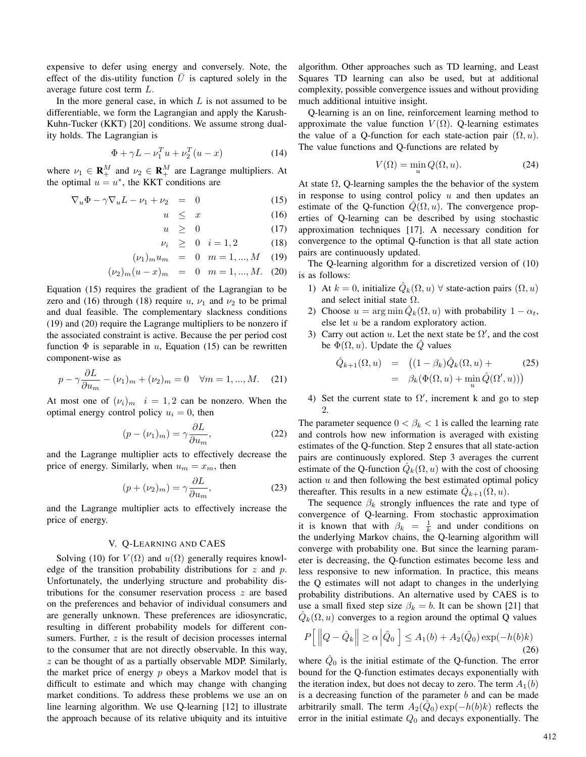expensive to defer using energy and conversely. Note, the effect of the dis-utility function $\bar{U}$ is captured solely in the average future cost term $L$.

In the more general case, in which $L$ is not assumed to be differentiable, we form the Lagrangian and apply the Karush-Kuhn-Tucker (KKT) [20] conditions. We assume strong duality holds. The Lagrangian is

$$\Phi + \gamma L - \nu_1^T u + \nu_2^T (u - x) \tag{14}$$

where $\nu_1 \in \mathbf{R}_+^M$ and $\nu_2 \in \mathbf{R}_+^M$ are Lagrange multipliers. At the optimal $u = u^*$, the KKT conditions are

$$\begin{aligned}
\nabla_u \Phi - \gamma \nabla_u L - \nu_1 + \nu_2 &= 0 && (15)\\
u &\leq x && (16)\\
u &\geq 0 && (17)\\
\nu_i &\geq 0 \quad i = 1, 2 && (18)\\
(\nu_1)_m u_m &= 0 \quad m = 1, ..., M && (19)\\
(\nu_2)_m (u - x)_m &= 0 \quad m = 1, ..., M. && (20)
\end{aligned}$$

Equation (15) requires the gradient of the Lagrangian to be zero and (16) through (18) require $u$, $\nu_1$ and $\nu_2$ to be primal and dual feasible. The complementary slackness conditions (19) and (20) require the Lagrange multipliers to be nonzero if the associated constraint is active. Because the per period cost function $\Phi$ is separable in $u$, Equation (15) can be rewritten component-wise as

$$p - \gamma \frac{\partial L}{\partial u_m} - (\nu_1)_m + (\nu_2)_m = 0 \quad \forall m = 1, ..., M. \tag{21}$$

At most one of $(\nu_i)_m \quad i = 1, 2$ can be nonzero. When the optimal energy control policy $u_i = 0$, then

$$(p - (\nu_1)_m) = \gamma \frac{\partial L}{\partial u_m}, \tag{22}$$

and the Lagrange multiplier acts to effectively decrease the price of energy. Similarly, when $u_m = x_m$, then

$$(p + (\nu_2)_m) = \gamma \frac{\partial L}{\partial u_m}, \tag{23}$$

and the Lagrange multiplier acts to effectively increase the price of energy.

## V. Q-Learning and CAES

Solving (10) for $V(\Omega)$ and $u(\Omega)$ generally requires knowledge of the transition probability distributions for $z$ and $p$. Unfortunately, the underlying structure and probability distributions for the consumer reservation process $z$ are based on the preferences and behavior of individual consumers and are generally unknown. These preferences are idiosyncratic, resulting in different probability models for different consumers. Further, $z$ is the result of decision processes internal to the consumer that are not directly observable. In this way, $z$ can be thought of as a partially observable MDP. Similarly, the market price of energy $p$ obeys a Markov model that is difficult to estimate and which may change with changing market conditions. To address these problems we use an on line learning algorithm. We use Q-learning [12] to illustrate the approach because of its relative ubiquity and its intuitive algorithm. Other approaches such as TD learning, and Least Squares TD learning can also be used, but at additional complexity, possible convergence issues and without providing much additional intuitive insight.

Q-learning is an on line, reinforcement learning method to approximate the value function $V(\Omega)$. Q-learning estimates the value of a Q-function for each state-action pair $(\Omega, u)$. The value functions and Q-functions are related by

$$V(\Omega) = \min_u Q(\Omega, u). \tag{24}$$

At state $\Omega$, Q-learning samples the the behavior of the system in response to using control policy $u$ and then updates an estimate of the Q-function $\hat{Q}(\Omega, u)$. The convergence properties of Q-learning can be described by using stochastic approximation techniques [17]. A necessary condition for convergence to the optimal Q-function is that all state action pairs are continuously updated.

The Q-learning algorithm for a discretized version of (10) is as follows:

1) At $k = 0$, initialize $\hat{Q}_k(\Omega, u)$ $\forall$ state-action pairs $(\Omega, u)$ and select initial state $\Omega$.
2) Choose $u = \arg\min \hat{Q}_k(\Omega, u)$ with probability $1 - \alpha_t$, else let $u$ be a random exploratory action.
3) Carry out action $u$. Let the next state be $\Omega'$, and the cost be $\Phi(\Omega, u)$. Update the $\hat{Q}$ values

$$\begin{aligned}
\hat{Q}_{k+1}(\Omega, u) &= \big((1 - \beta_k)\hat{Q}_k(\Omega, u) + && (25)\\
&= \beta_k(\Phi(\Omega, u) + \min_u \hat{Q}(\Omega', u))\big)
\end{aligned}$$

4) Set the current state to $\Omega'$, increment k and go to step 2.

The parameter sequence $0 < \beta_k < 1$ is called the learning rate and controls how new information is averaged with existing estimates of the Q-function. Step 2 ensures that all state-action pairs are continuously explored. Step 3 averages the current estimate of the Q-function $\hat{Q}_k(\Omega, u)$ with the cost of choosing action $u$ and then following the best estimated optimal policy thereafter. This results in a new estimate $\hat{Q}_{k+1}(\Omega, u)$.

The sequence $\beta_k$ strongly influences the rate and type of convergence of Q-learning. From stochastic approximation it is known that with $\beta_k = \frac{1}{k}$ and under conditions on the underlying Markov chains, the Q-learning algorithm will converge with probability one. But since the learning parameter is decreasing, the Q-function estimates become less and less responsive to new information. In practice, this means the Q estimates will not adapt to changes in the underlying probability distributions. An alternative used by CAES is to use a small fixed step size $\beta_k = b$. It can be shown [21] that $\hat{Q}_k(\Omega, u)$ converges to a region around the optimal Q values

$$P\Big[\Big\|Q - \hat{Q}_k\Big\| \geq \alpha \Big| \hat{Q}_0 \Big] \leq A_1(b) + A_2(\hat{Q}_0)\exp(-h(b)k) \tag{26}$$

where $\hat{Q}_0$ is the initial estimate of the Q-function. The error bound for the Q-function estimates decays exponentially with the iteration index, but does not decay to zero. The term $A_1(b)$ is a decreasing function of the parameter $b$ and can be made arbitrarily small. The term $A_2(\hat{Q}_0)\exp(-h(b)k)$ reflects the error in the initial estimate $Q_0$ and decays exponentially. The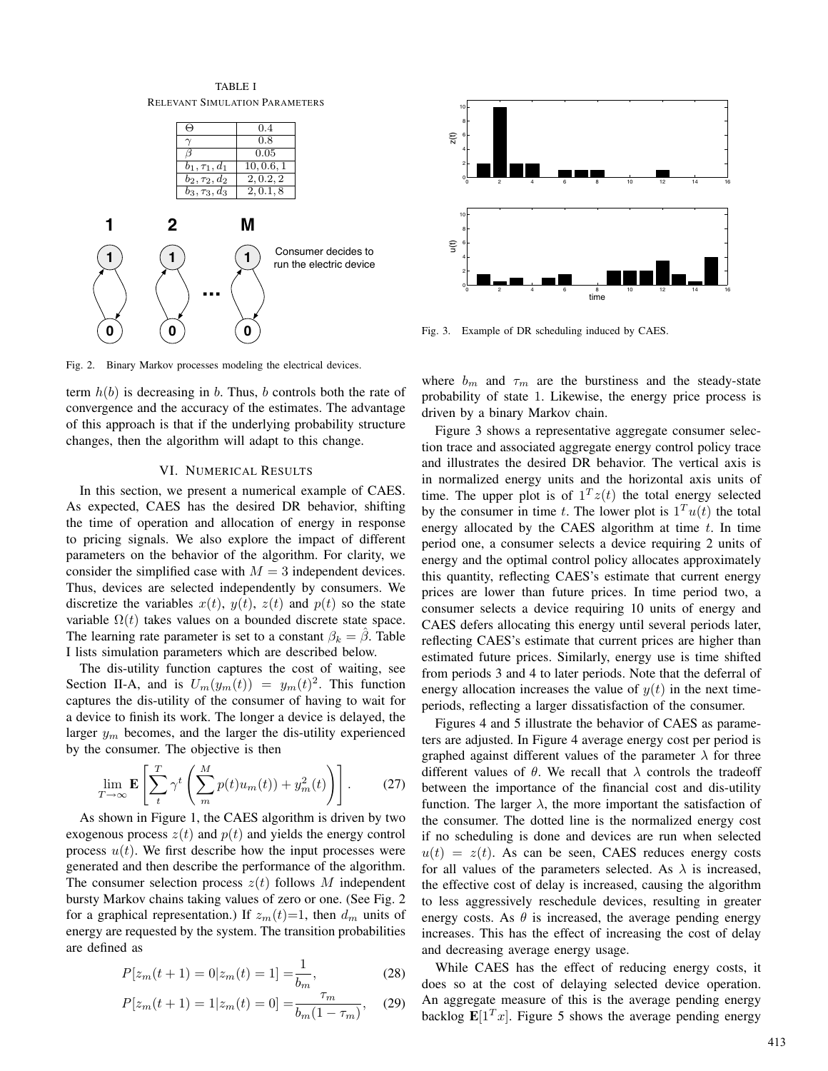TABLE I
RELEVANT SIMULATION PARAMETERS

| | |
|---|---|
| $\Theta$ | 0.4 |
| $\gamma$ | 0.8 |
| $\beta$ | 0.05 |
| $b_1, \tau_1, d_1$ | 10, 0.6, 1 |
| $b_2, \tau_2, d_2$ | 2, 0.2, 2 |
| $b_3, \tau_3, d_3$ | 2, 0.1, 8 |

Fig. 2. Binary Markov processes modeling the electrical devices.

term $h(b)$ is decreasing in $b$. Thus, $b$ controls both the rate of convergence and the accuracy of the estimates. The advantage of this approach is that if the underlying probability structure changes, then the algorithm will adapt to this change.

## VI. Numerical Results

In this section, we present a numerical example of CAES. As expected, CAES has the desired DR behavior, shifting the time of operation and allocation of energy in response to pricing signals. We also explore the impact of different parameters on the behavior of the algorithm. For clarity, we consider the simplified case with $M = 3$ independent devices. Thus, devices are selected independently by consumers. We discretize the variables $x(t)$, $y(t)$, $z(t)$ and $p(t)$ so the state variable $\Omega(t)$ takes values on a bounded discrete state space. The learning rate parameter is set to a constant $\beta_k = \hat{\beta}$. Table I lists simulation parameters which are described below.

The dis-utility function captures the cost of waiting, see Section II-A, and is $U_m(y_m(t)) = y_m(t)^2$. This function captures the dis-utility of the consumer of having to wait for a device to finish its work. The longer a device is delayed, the larger $y_m$ becomes, and the larger the dis-utility experienced by the consumer. The objective is then

$$\lim_{T\to\infty} \mathbf{E}\left[\sum_{t}^{T} \gamma^t \left(\sum_{m}^{M} p(t)u_m(t)) + y_m^2(t)\right)\right]. \quad (27)$$

As shown in Figure 1, the CAES algorithm is driven by two exogenous process $z(t)$ and $p(t)$ and yields the energy control process $u(t)$. We first describe how the input processes were generated and then describe the performance of the algorithm. The consumer selection process $z(t)$ follows $M$ independent bursty Markov chains taking values of zero or one. (See Fig. 2 for a graphical representation.) If $z_m(t)$=1, then $d_m$ units of energy are requested by the system. The transition probabilities are defined as

$$P[z_m(t+1) = 0|z_m(t) = 1] = \frac{1}{b_m}, \quad (28)$$

$$P[z_m(t+1) = 1|z_m(t) = 0] = \frac{\tau_m}{b_m(1-\tau_m)}, \quad (29)$$

Fig. 3. Example of DR scheduling induced by CAES.

where $b_m$ and $\tau_m$ are the burstiness and the steady-state probability of state 1. Likewise, the energy price process is driven by a binary Markov chain.

Figure 3 shows a representative aggregate consumer selection trace and associated aggregate energy control policy trace and illustrates the desired DR behavior. The vertical axis is in normalized energy units and the horizontal axis units of time. The upper plot is of $1^T z(t)$ the total energy selected by the consumer in time $t$. The lower plot is $1^T u(t)$ the total energy allocated by the CAES algorithm at time $t$. In time period one, a consumer selects a device requiring 2 units of energy and the optimal control policy allocates approximately this quantity, reflecting CAES's estimate that current energy prices are lower than future prices. In time period two, a consumer selects a device requiring 10 units of energy and CAES defers allocating this energy until several periods later, reflecting CAES's estimate that current prices are higher than estimated future prices. Similarly, energy use is time shifted from periods 3 and 4 to later periods. Note that the deferral of energy allocation increases the value of $y(t)$ in the next time-periods, reflecting a larger dissatisfaction of the consumer.

Figures 4 and 5 illustrate the behavior of CAES as parameters are adjusted. In Figure 4 average energy cost per period is graphed against different values of the parameter $\lambda$ for three different values of $\theta$. We recall that $\lambda$ controls the tradeoff between the importance of the financial cost and dis-utility function. The larger $\lambda$, the more important the satisfaction of the consumer. The dotted line is the normalized energy cost if no scheduling is done and devices are run when selected $u(t) = z(t)$. As can be seen, CAES reduces energy costs for all values of the parameters selected. As $\lambda$ is increased, the effective cost of delay is increased, causing the algorithm to less aggressively reschedule devices, resulting in greater energy costs. As $\theta$ is increased, the average pending energy increases. This has the effect of increasing the cost of delay and decreasing average energy usage.

While CAES has the effect of reducing energy costs, it does so at the cost of delaying selected device operation. An aggregate measure of this is the average pending energy backlog $\mathbf{E}[1^T x]$. Figure 5 shows the average pending energy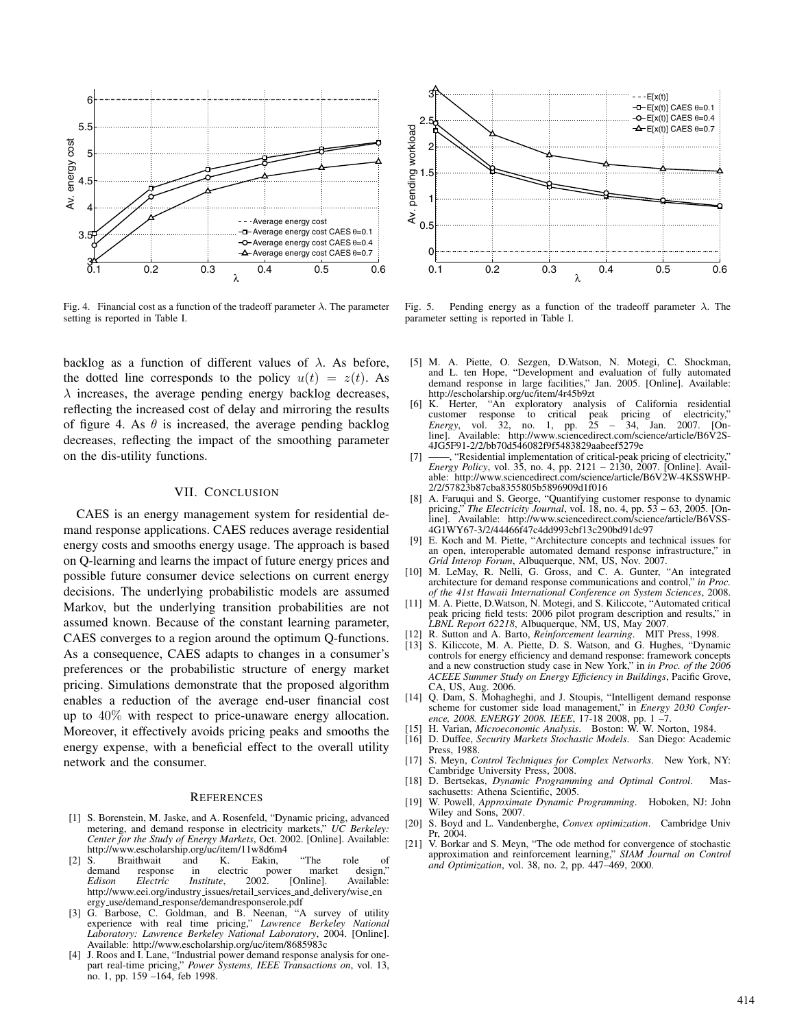6

5.5

5

4.5

4

3.5

3

0.1 0.2 0.3 0.4 0.5 0.6

λ

Av. energy cost

Average energy cost

Average energy cost CAES θ=0.1

Average energy cost CAES θ=0.4

Average energy cost CAES θ=0.7

Fig. 4. Financial cost as a function of the tradeoff parameter $\lambda$. The parameter setting is reported in Table I.

3

2.5

2

1.5

1

0.5

0

0.1 0.2 0.3 0.4 0.5 0.6

λ

Av. pending workload

E[x(t)]

E[x(t)] CAES θ=0.1

E[x(t)] CAES θ=0.4

E[x(t)] CAES θ=0.7

Fig. 5. Pending energy as a function of the tradeoff parameter $\lambda$. The parameter setting is reported in Table I.

backlog as a function of different values of $\lambda$. As before, the dotted line corresponds to the policy $u(t) = z(t)$. As $\lambda$ increases, the average pending energy backlog decreases, reflecting the increased cost of delay and mirroring the results of figure 4. As $\theta$ is increased, the average pending backlog decreases, reflecting the impact of the smoothing parameter on the dis-utility functions.

## VII. Conclusion

CAES is an energy management system for residential demand response applications. CAES reduces average residential energy costs and smooths energy usage. The approach is based on Q-learning and learns the impact of future energy prices and possible future consumer device selections on current energy decisions. The underlying probabilistic models are assumed Markov, but the underlying transition probabilities are not assumed known. Because of the constant learning parameter, CAES converges to a region around the optimum Q-functions. As a consequence, CAES adapts to changes in a consumer's preferences or the probabilistic structure of energy market pricing. Simulations demonstrate that the proposed algorithm enables a reduction of the average end-user financial cost up to $40\%$ with respect to price-unaware energy allocation. Moreover, it effectively avoids pricing peaks and smooths the energy expense, with a beneficial effect to the overall utility network and the consumer.

## References

[1] S. Borenstein, M. Jaske, and A. Rosenfeld, "Dynamic pricing, advanced metering, and demand response in electricity markets," *UC Berkeley: Center for the Study of Energy Markets*, Oct. 2002. [Online]. Available: http://www.escholarship.org/uc/item/11w8d6m4

[2] S. Braithwait and K. Eakin, "The role of demand response in electric power market design," *Edison Electric Institute*, 2002. [Online]. Available: http://www.eei.org/industry_issues/retail_services_and_delivery/wise_energy_use/demand_response/demandresponserole.pdf

[3] G. Barbose, C. Goldman, and B. Neenan, "A survey of utility experience with real time pricing," *Lawrence Berkeley National Laboratory: Lawrence Berkeley National Laboratory*, 2004. [Online]. Available: http://www.escholarship.org/uc/item/8685983c

[4] J. Roos and I. Lane, "Industrial power demand response analysis for one-part real-time pricing," *Power Systems, IEEE Transactions on*, vol. 13, no. 1, pp. 159 –164, feb 1998.

[5] M. A. Piette, O. Sezgen, D.Watson, N. Motegi, C. Shockman, and L. ten Hope, "Development and evaluation of fully automated demand response in large facilities," Jan. 2005. [Online]. Available: http://escholarship.org/uc/item/4r45b9zt

[6] K. Herter, "An exploratory analysis of California residential customer response to critical peak pricing of electricity," *Energy*, vol. 32, no. 1, pp. 25 – 34, Jan. 2007. [Online]. Available: http://www.sciencedirect.com/science/article/B6V2S-4JG5F91-2/2/bb70d546082f9f5483829aabeef5279e

[7] ——, "Residential implementation of critical-peak pricing of electricity," *Energy Policy*, vol. 35, no. 4, pp. 2121 – 2130, 2007. [Online]. Available: http://www.sciencedirect.com/science/article/B6V2W-4KSSWHP-2/2/57823b87cba8355805b5896909d1f016

[8] A. Faruqui and S. George, "Quantifying customer response to dynamic pricing," *The Electricity Journal*, vol. 18, no. 4, pp. 53 – 63, 2005. [Online]. Available: http://www.sciencedirect.com/science/article/B6VSS-4G1WY67-3/2/44466f47c4dd993cbf13c290bd91dc97

[9] E. Koch and M. Piette, "Architecture concepts and technical issues for an open, interoperable automated demand response infrastructure," in *Grid Interop Forum*, Albuquerque, NM, US, Nov. 2007.

[10] M. LeMay, R. Nelli, G. Gross, and C. A. Gunter, "An integrated architecture for demand response communications and control," *in Proc. of the 41st Hawaii International Conference on System Sciences*, 2008.

[11] M. A. Piette, D.Watson, N. Motegi, and S. Kiliccote, "Automated critical peak pricing field tests: 2006 pilot program description and results," in *LBNL Report 62218*, Albuquerque, NM, US, May 2007.

[12] R. Sutton and A. Barto, *Reinforcement learning*. MIT Press, 1998.

[13] S. Kiliccote, M. A. Piette, D. S. Watson, and G. Hughes, "Dynamic controls for energy efficiency and demand response: framework concepts and a new construction study case in New York," in *in Proc. of the 2006 ACEEE Summer Study on Energy Efficiency in Buildings*, Pacific Grove, CA, US, Aug. 2006.

[14] Q. Dam, S. Mohagheghi, and J. Stoupis, "Intelligent demand response scheme for customer side load management," in *Energy 2030 Conference, 2008. ENERGY 2008. IEEE*, 17-18 2008, pp. 1 –7.

[15] H. Varian, *Microeconomic Analysis*. Boston: W. W. Norton, 1984.

[16] D. Duffee, *Security Markets Stochastic Models*. San Diego: Academic Press, 1988.

[17] S. Meyn, *Control Techniques for Complex Networks*. New York, NY: Cambridge University Press, 2008.

[18] D. Bertsekas, *Dynamic Programming and Optimal Control*. Massachusetts: Athena Scientific, 2005.

[19] W. Powell, *Approximate Dynamic Programming*. Hoboken, NJ: John Wiley and Sons, 2007.

[20] S. Boyd and L. Vandenberghe, *Convex optimization*. Cambridge Univ Pr, 2004.

[21] V. Borkar and S. Meyn, "The ode method for convergence of stochastic approximation and reinforcement learning," *SIAM Journal on Control and Optimization*, vol. 38, no. 2, pp. 447–469, 2000.